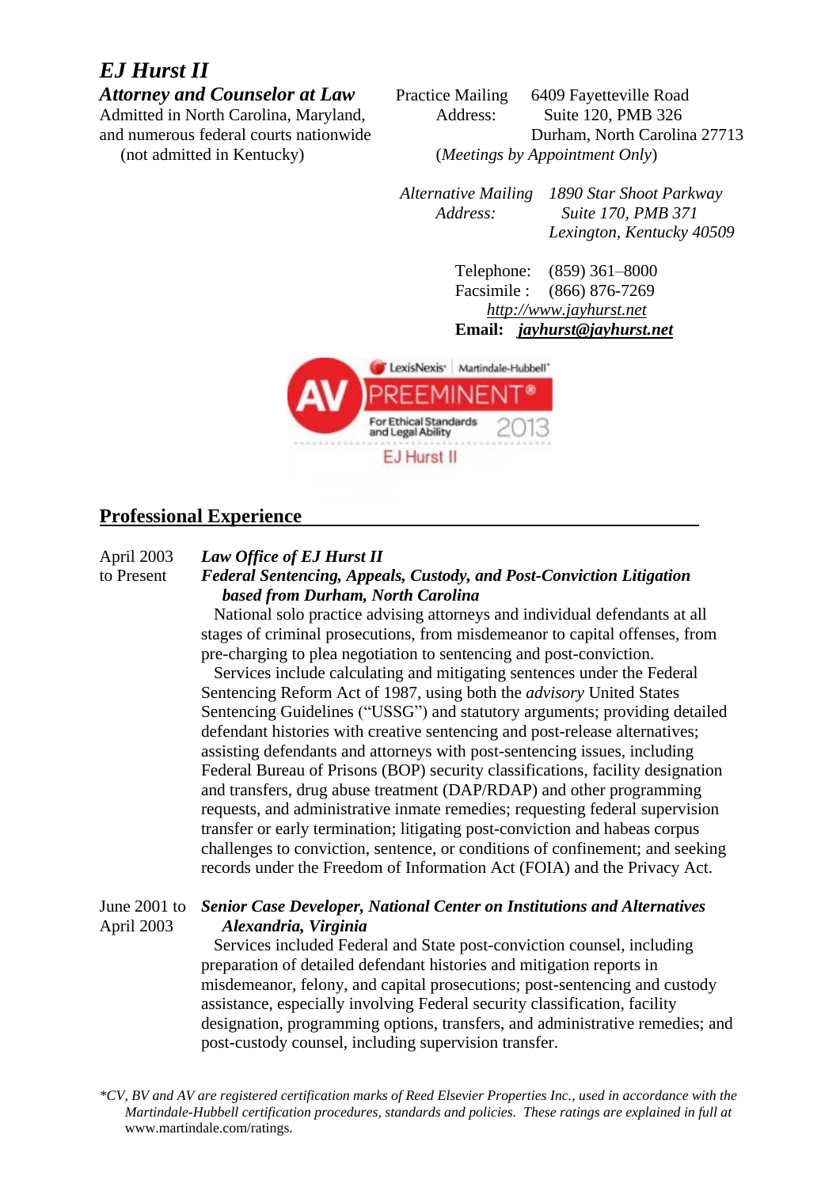# *EJ Hurst II*

***Attorney and Counselor at Law***
Admitted in North Carolina, Maryland, and numerous federal courts nationwide
(not admitted in Kentucky)

Practice Mailing Address: 6409 Fayetteville Road
Suite 120, PMB 326
Durham, North Carolina 27713
(*Meetings by Appointment Only*)

*Alternative Mailing Address: 1890 Star Shoot Parkway*
*Suite 170, PMB 371*
*Lexington, Kentucky 40509*

Telephone: (859) 361–8000
Facsimile : (866) 876-7269
*http://www.jayhurst.net*
**Email:** ***jayhurst@jayhurst.net***

LexisNexis | Martindale-Hubbell®
AV PREEMINENT®
For Ethical Standards and Legal Ability 2013
EJ Hurst II

## Professional Experience

**April 2003 to Present**
***Law Office of EJ Hurst II***
***Federal Sentencing, Appeals, Custody, and Post-Conviction Litigation based from Durham, North Carolina***

National solo practice advising attorneys and individual defendants at all stages of criminal prosecutions, from misdemeanor to capital offenses, from pre-charging to plea negotiation to sentencing and post-conviction.

Services include calculating and mitigating sentences under the Federal Sentencing Reform Act of 1987, using both the *advisory* United States Sentencing Guidelines ("USSG") and statutory arguments; providing detailed defendant histories with creative sentencing and post-release alternatives; assisting defendants and attorneys with post-sentencing issues, including Federal Bureau of Prisons (BOP) security classifications, facility designation and transfers, drug abuse treatment (DAP/RDAP) and other programming requests, and administrative inmate remedies; requesting federal supervision transfer or early termination; litigating post-conviction and habeas corpus challenges to conviction, sentence, or conditions of confinement; and seeking records under the Freedom of Information Act (FOIA) and the Privacy Act.

**June 2001 to April 2003**
***Senior Case Developer, National Center on Institutions and Alternatives***
***Alexandria, Virginia***

Services included Federal and State post-conviction counsel, including preparation of detailed defendant histories and mitigation reports in misdemeanor, felony, and capital prosecutions; post-sentencing and custody assistance, especially involving Federal security classification, facility designation, programming options, transfers, and administrative remedies; and post-custody counsel, including supervision transfer.

*\*CV, BV and AV are registered certification marks of Reed Elsevier Properties Inc., used in accordance with the Martindale-Hubbell certification procedures, standards and policies. These ratings are explained in full at* www.martindale.com/ratings.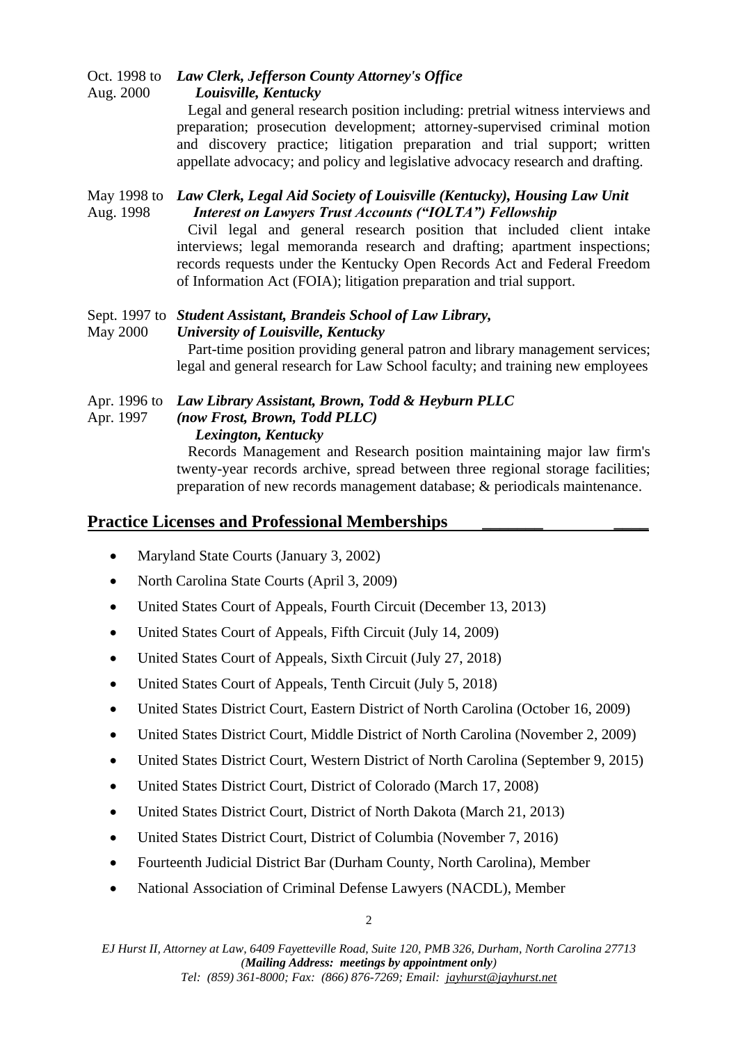Oct. 1998 to Aug. 2000 ***Law Clerk, Jefferson County Attorney's Office***
***Louisville, Kentucky***

Legal and general research position including: pretrial witness interviews and preparation; prosecution development; attorney-supervised criminal motion and discovery practice; litigation preparation and trial support; written appellate advocacy; and policy and legislative advocacy research and drafting.

May 1998 to Aug. 1998 ***Law Clerk, Legal Aid Society of Louisville (Kentucky), Housing Law Unit***
***Interest on Lawyers Trust Accounts ("IOLTA") Fellowship***

Civil legal and general research position that included client intake interviews; legal memoranda research and drafting; apartment inspections; records requests under the Kentucky Open Records Act and Federal Freedom of Information Act (FOIA); litigation preparation and trial support.

Sept. 1997 to May 2000 ***Student Assistant, Brandeis School of Law Library,***
***University of Louisville, Kentucky***

Part-time position providing general patron and library management services; legal and general research for Law School faculty; and training new employees

Apr. 1996 to Apr. 1997 ***Law Library Assistant, Brown, Todd & Heyburn PLLC***
***(now Frost, Brown, Todd PLLC)***
***Lexington, Kentucky***

Records Management and Research position maintaining major law firm's twenty-year records archive, spread between three regional storage facilities; preparation of new records management database; & periodicals maintenance.

## Practice Licenses and Professional Memberships

- Maryland State Courts (January 3, 2002)
- North Carolina State Courts (April 3, 2009)
- United States Court of Appeals, Fourth Circuit (December 13, 2013)
- United States Court of Appeals, Fifth Circuit (July 14, 2009)
- United States Court of Appeals, Sixth Circuit (July 27, 2018)
- United States Court of Appeals, Tenth Circuit (July 5, 2018)
- United States District Court, Eastern District of North Carolina (October 16, 2009)
- United States District Court, Middle District of North Carolina (November 2, 2009)
- United States District Court, Western District of North Carolina (September 9, 2015)
- United States District Court, District of Colorado (March 17, 2008)
- United States District Court, District of North Dakota (March 21, 2013)
- United States District Court, District of Columbia (November 7, 2016)
- Fourteenth Judicial District Bar (Durham County, North Carolina), Member
- National Association of Criminal Defense Lawyers (NACDL), Member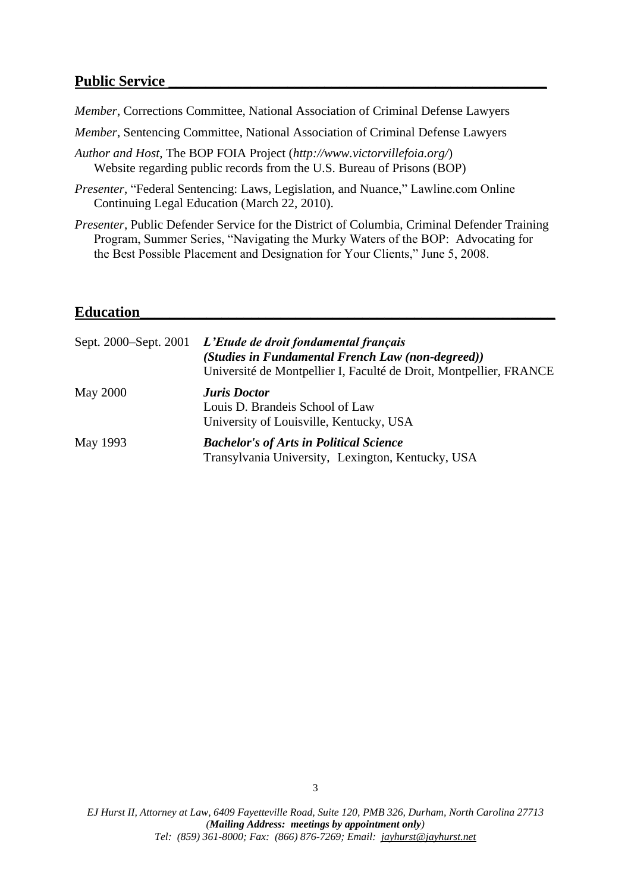## Public Service

*Member*, Corrections Committee, National Association of Criminal Defense Lawyers

*Member*, Sentencing Committee, National Association of Criminal Defense Lawyers

*Author and Host*, The BOP FOIA Project (*http://www.victorvillefoia.org/*)
Website regarding public records from the U.S. Bureau of Prisons (BOP)

*Presenter*, "Federal Sentencing: Laws, Legislation, and Nuance," Lawline.com Online Continuing Legal Education (March 22, 2010).

*Presenter*, Public Defender Service for the District of Columbia, Criminal Defender Training Program, Summer Series, "Navigating the Murky Waters of the BOP: Advocating for the Best Possible Placement and Designation for Your Clients," June 5, 2008.

## Education

| | |
|---|---|
| Sept. 2000–Sept. 2001 | ***L'Etude de droit fondamental français*** <br> ***(Studies in Fundamental French Law (non-degreed))*** <br> Université de Montpellier I, Faculté de Droit, Montpellier, FRANCE |
| May 2000 | ***Juris Doctor*** <br> Louis D. Brandeis School of Law <br> University of Louisville, Kentucky, USA |
| May 1993 | ***Bachelor's of Arts in Political Science*** <br> Transylvania University, Lexington, Kentucky, USA |

*EJ Hurst II, Attorney at Law, 6409 Fayetteville Road, Suite 120, PMB 326, Durham, North Carolina 27713*
*(**Mailing Address: meetings by appointment only**)*
*Tel: (859) 361-8000; Fax: (866) 876-7269; Email: jayhurst@jayhurst.net*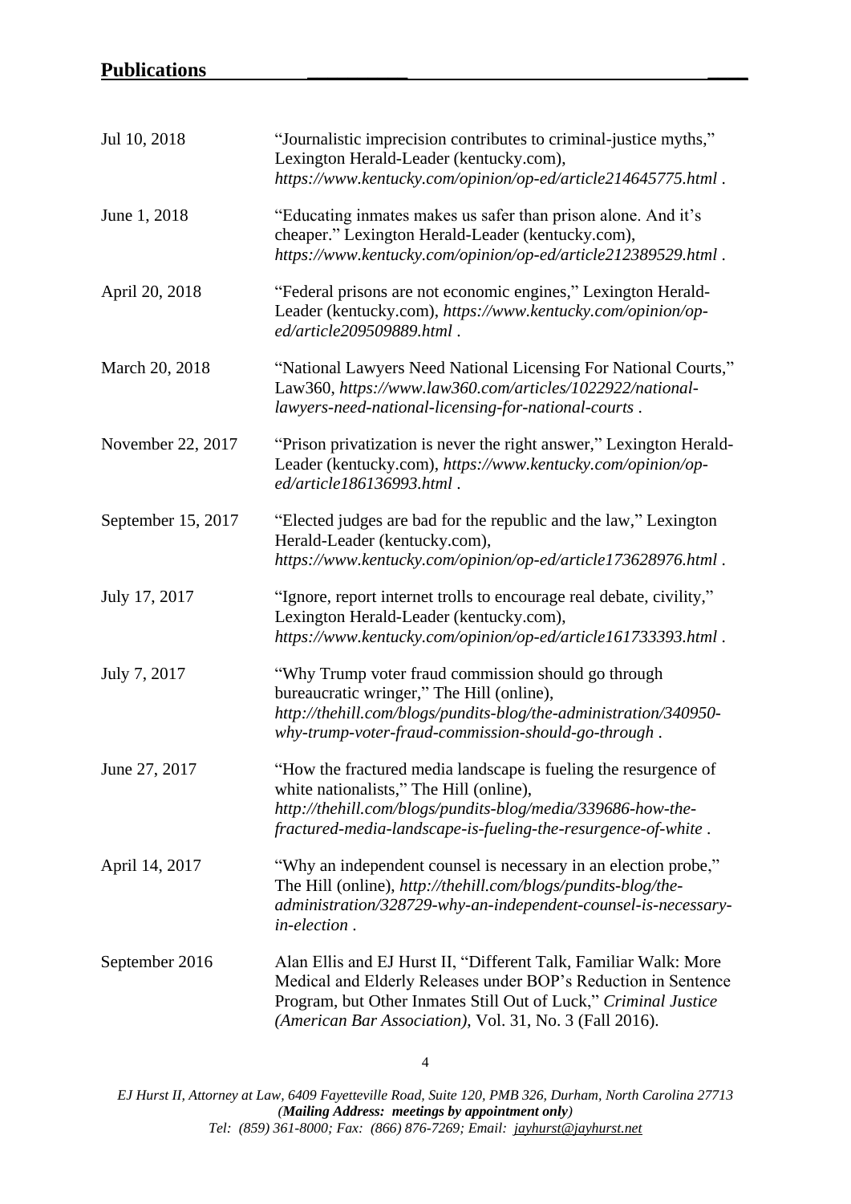## Publications

| | |
|---|---|
| Jul 10, 2018 | "Journalistic imprecision contributes to criminal-justice myths," Lexington Herald-Leader (kentucky.com), *https://www.kentucky.com/opinion/op-ed/article214645775.html* . |
| June 1, 2018 | "Educating inmates makes us safer than prison alone. And it's cheaper." Lexington Herald-Leader (kentucky.com), *https://www.kentucky.com/opinion/op-ed/article212389529.html* . |
| April 20, 2018 | "Federal prisons are not economic engines," Lexington Herald-Leader (kentucky.com), *https://www.kentucky.com/opinion/op-ed/article209509889.html* . |
| March 20, 2018 | "National Lawyers Need National Licensing For National Courts," Law360, *https://www.law360.com/articles/1022922/national-lawyers-need-national-licensing-for-national-courts* . |
| November 22, 2017 | "Prison privatization is never the right answer," Lexington Herald-Leader (kentucky.com), *https://www.kentucky.com/opinion/op-ed/article186136993.html* . |
| September 15, 2017 | "Elected judges are bad for the republic and the law," Lexington Herald-Leader (kentucky.com), *https://www.kentucky.com/opinion/op-ed/article173628976.html* . |
| July 17, 2017 | "Ignore, report internet trolls to encourage real debate, civility," Lexington Herald-Leader (kentucky.com), *https://www.kentucky.com/opinion/op-ed/article161733393.html* . |
| July 7, 2017 | "Why Trump voter fraud commission should go through bureaucratic wringer," The Hill (online), *http://thehill.com/blogs/pundits-blog/the-administration/340950-why-trump-voter-fraud-commission-should-go-through* . |
| June 27, 2017 | "How the fractured media landscape is fueling the resurgence of white nationalists," The Hill (online), *http://thehill.com/blogs/pundits-blog/media/339686-how-the-fractured-media-landscape-is-fueling-the-resurgence-of-white* . |
| April 14, 2017 | "Why an independent counsel is necessary in an election probe," The Hill (online), *http://thehill.com/blogs/pundits-blog/the-administration/328729-why-an-independent-counsel-is-necessary-in-election* . |
| September 2016 | Alan Ellis and EJ Hurst II, "Different Talk, Familiar Walk: More Medical and Elderly Releases under BOP's Reduction in Sentence Program, but Other Inmates Still Out of Luck," *Criminal Justice (American Bar Association)*, Vol. 31, No. 3 (Fall 2016). |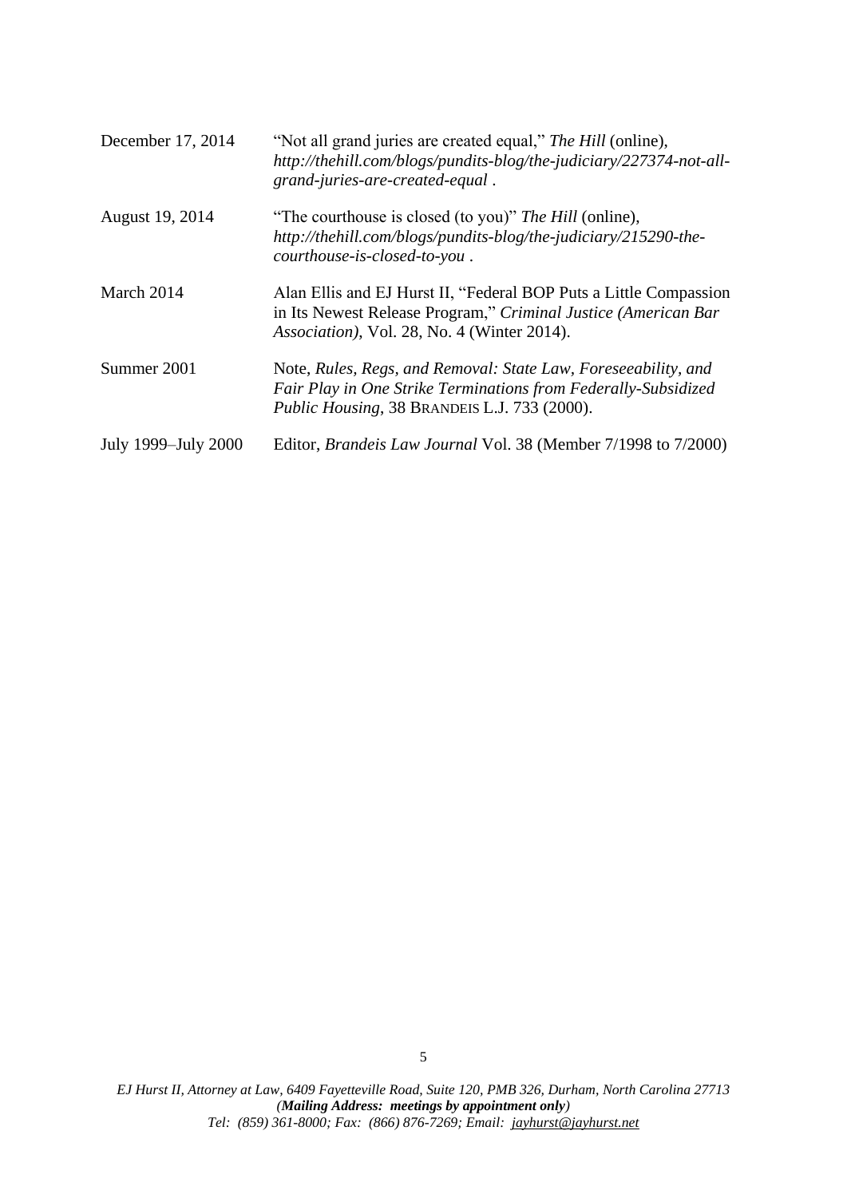| | |
|---|---|
| December 17, 2014 | "Not all grand juries are created equal," *The Hill* (online), *http://thehill.com/blogs/pundits-blog/the-judiciary/227374-not-all-grand-juries-are-created-equal* . |
| August 19, 2014 | "The courthouse is closed (to you)" *The Hill* (online), *http://thehill.com/blogs/pundits-blog/the-judiciary/215290-the-courthouse-is-closed-to-you* . |
| March 2014 | Alan Ellis and EJ Hurst II, "Federal BOP Puts a Little Compassion in Its Newest Release Program," *Criminal Justice (American Bar Association)*, Vol. 28, No. 4 (Winter 2014). |
| Summer 2001 | Note, *Rules, Regs, and Removal: State Law, Foreseeability, and Fair Play in One Strike Terminations from Federally-Subsidized Public Housing*, 38 Brandeis L.J. 733 (2000). |
| July 1999–July 2000 | Editor, *Brandeis Law Journal* Vol. 38 (Member 7/1998 to 7/2000) |